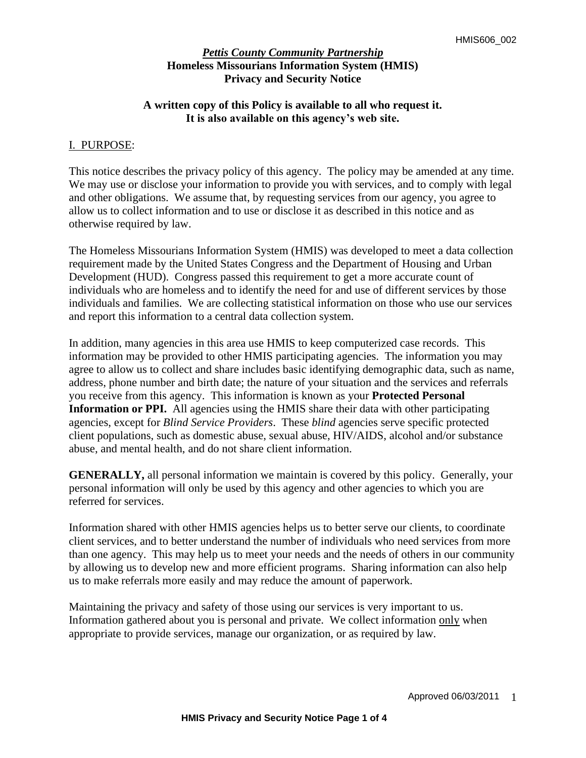***Pettis County Community Partnership***
**Homeless Missourians Information System (HMIS)**
**Privacy and Security Notice**

**A written copy of this Policy is available to all who request it.**
**It is also available on this agency's web site.**

## I. PURPOSE:

This notice describes the privacy policy of this agency. The policy may be amended at any time. We may use or disclose your information to provide you with services, and to comply with legal and other obligations. We assume that, by requesting services from our agency, you agree to allow us to collect information and to use or disclose it as described in this notice and as otherwise required by law.

The Homeless Missourians Information System (HMIS) was developed to meet a data collection requirement made by the United States Congress and the Department of Housing and Urban Development (HUD). Congress passed this requirement to get a more accurate count of individuals who are homeless and to identify the need for and use of different services by those individuals and families. We are collecting statistical information on those who use our services and report this information to a central data collection system.

In addition, many agencies in this area use HMIS to keep computerized case records. This information may be provided to other HMIS participating agencies. The information you may agree to allow us to collect and share includes basic identifying demographic data, such as name, address, phone number and birth date; the nature of your situation and the services and referrals you receive from this agency. This information is known as your **Protected Personal Information or PPI.** All agencies using the HMIS share their data with other participating agencies, except for *Blind Service Providers*. These *blind* agencies serve specific protected client populations, such as domestic abuse, sexual abuse, HIV/AIDS, alcohol and/or substance abuse, and mental health, and do not share client information.

**GENERALLY,** all personal information we maintain is covered by this policy. Generally, your personal information will only be used by this agency and other agencies to which you are referred for services.

Information shared with other HMIS agencies helps us to better serve our clients, to coordinate client services, and to better understand the number of individuals who need services from more than one agency. This may help us to meet your needs and the needs of others in our community by allowing us to develop new and more efficient programs. Sharing information can also help us to make referrals more easily and may reduce the amount of paperwork.

Maintaining the privacy and safety of those using our services is very important to us. Information gathered about you is personal and private. We collect information only when appropriate to provide services, manage our organization, or as required by law.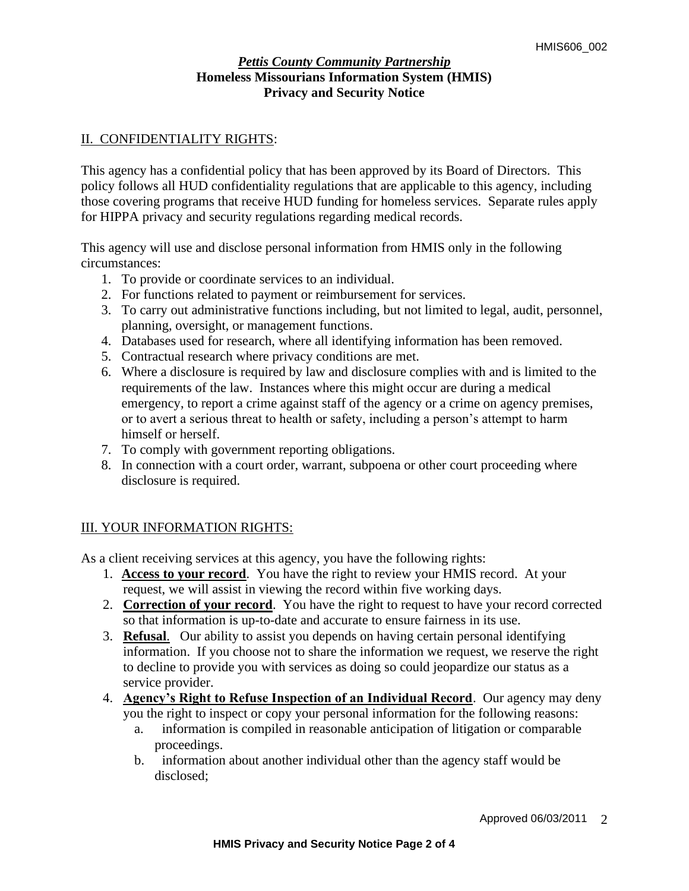*Pettis County Community Partnership*
**Homeless Missourians Information System (HMIS)**
**Privacy and Security Notice**

## II. CONFIDENTIALITY RIGHTS:

This agency has a confidential policy that has been approved by its Board of Directors. This policy follows all HUD confidentiality regulations that are applicable to this agency, including those covering programs that receive HUD funding for homeless services. Separate rules apply for HIPPA privacy and security regulations regarding medical records.

This agency will use and disclose personal information from HMIS only in the following circumstances:

1. To provide or coordinate services to an individual.
2. For functions related to payment or reimbursement for services.
3. To carry out administrative functions including, but not limited to legal, audit, personnel, planning, oversight, or management functions.
4. Databases used for research, where all identifying information has been removed.
5. Contractual research where privacy conditions are met.
6. Where a disclosure is required by law and disclosure complies with and is limited to the requirements of the law. Instances where this might occur are during a medical emergency, to report a crime against staff of the agency or a crime on agency premises, or to avert a serious threat to health or safety, including a person's attempt to harm himself or herself.
7. To comply with government reporting obligations.
8. In connection with a court order, warrant, subpoena or other court proceeding where disclosure is required.

## III. YOUR INFORMATION RIGHTS:

As a client receiving services at this agency, you have the following rights:

1. **Access to your record**. You have the right to review your HMIS record. At your request, we will assist in viewing the record within five working days.
2. **Correction of your record**. You have the right to request to have your record corrected so that information is up-to-date and accurate to ensure fairness in its use.
3. **Refusal**. Our ability to assist you depends on having certain personal identifying information. If you choose not to share the information we request, we reserve the right to decline to provide you with services as doing so could jeopardize our status as a service provider.
4. **Agency's Right to Refuse Inspection of an Individual Record**. Our agency may deny you the right to inspect or copy your personal information for the following reasons:
   a. information is compiled in reasonable anticipation of litigation or comparable proceedings.
   b. information about another individual other than the agency staff would be disclosed;

Approved 06/03/2011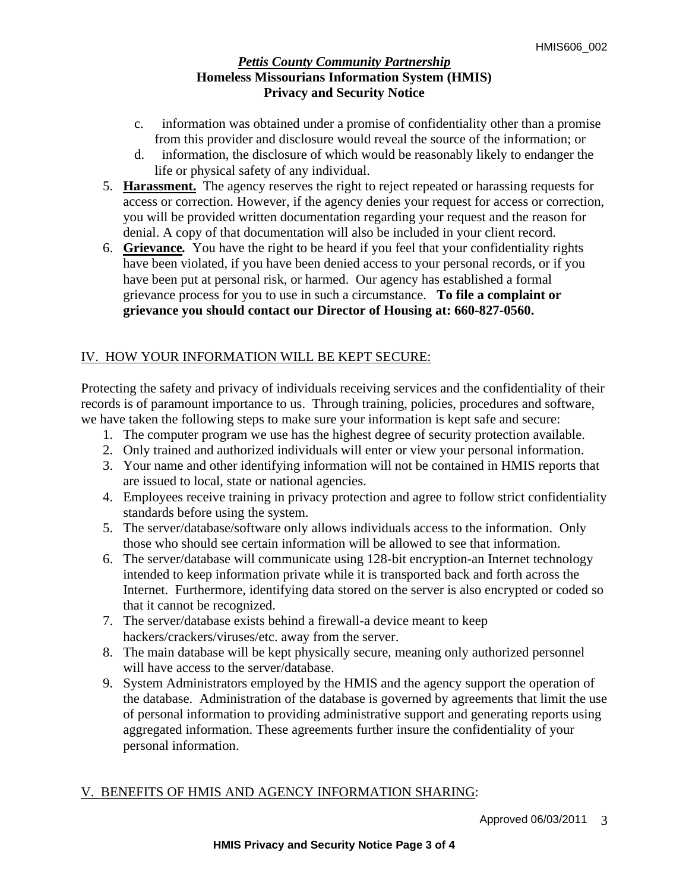c. information was obtained under a promise of confidentiality other than a promise from this provider and disclosure would reveal the source of the information; or
d. information, the disclosure of which would be reasonably likely to endanger the life or physical safety of any individual.

5. **Harassment.** The agency reserves the right to reject repeated or harassing requests for access or correction. However, if the agency denies your request for access or correction, you will be provided written documentation regarding your request and the reason for denial. A copy of that documentation will also be included in your client record.
6. **Grievance.** You have the right to be heard if you feel that your confidentiality rights have been violated, if you have been denied access to your personal records, or if you have been put at personal risk, or harmed. Our agency has established a formal grievance process for you to use in such a circumstance. **To file a complaint or grievance you should contact our Director of Housing at: 660-827-0560.**

## IV. HOW YOUR INFORMATION WILL BE KEPT SECURE:

Protecting the safety and privacy of individuals receiving services and the confidentiality of their records is of paramount importance to us. Through training, policies, procedures and software, we have taken the following steps to make sure your information is kept safe and secure:

1. The computer program we use has the highest degree of security protection available.
2. Only trained and authorized individuals will enter or view your personal information.
3. Your name and other identifying information will not be contained in HMIS reports that are issued to local, state or national agencies.
4. Employees receive training in privacy protection and agree to follow strict confidentiality standards before using the system.
5. The server/database/software only allows individuals access to the information. Only those who should see certain information will be allowed to see that information.
6. The server/database will communicate using 128-bit encryption-an Internet technology intended to keep information private while it is transported back and forth across the Internet. Furthermore, identifying data stored on the server is also encrypted or coded so that it cannot be recognized.
7. The server/database exists behind a firewall-a device meant to keep hackers/crackers/viruses/etc. away from the server.
8. The main database will be kept physically secure, meaning only authorized personnel will have access to the server/database.
9. System Administrators employed by the HMIS and the agency support the operation of the database. Administration of the database is governed by agreements that limit the use of personal information to providing administrative support and generating reports using aggregated information. These agreements further insure the confidentiality of your personal information.

## V. BENEFITS OF HMIS AND AGENCY INFORMATION SHARING: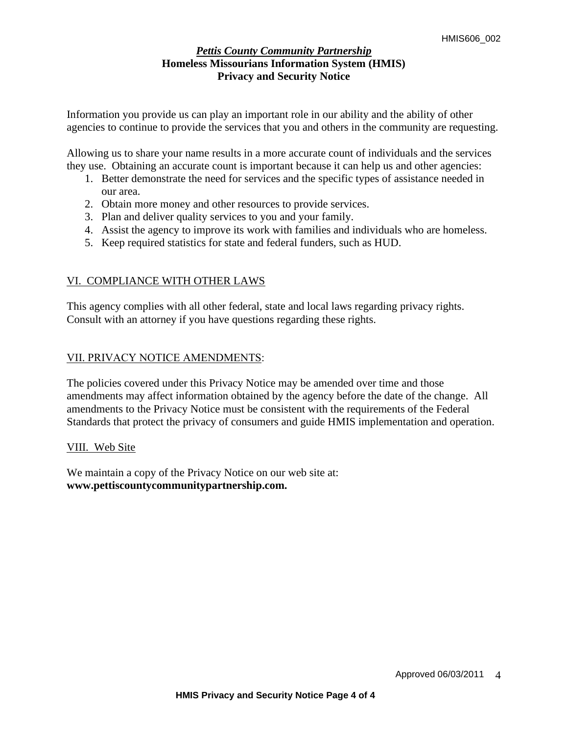***Pettis County Community Partnership***
**Homeless Missourians Information System (HMIS)**
**Privacy and Security Notice**

Information you provide us can play an important role in our ability and the ability of other agencies to continue to provide the services that you and others in the community are requesting.

Allowing us to share your name results in a more accurate count of individuals and the services they use. Obtaining an accurate count is important because it can help us and other agencies:

1. Better demonstrate the need for services and the specific types of assistance needed in our area.
2. Obtain more money and other resources to provide services.
3. Plan and deliver quality services to you and your family.
4. Assist the agency to improve its work with families and individuals who are homeless.
5. Keep required statistics for state and federal funders, such as HUD.

## VI. COMPLIANCE WITH OTHER LAWS

This agency complies with all other federal, state and local laws regarding privacy rights. Consult with an attorney if you have questions regarding these rights.

## VII. PRIVACY NOTICE AMENDMENTS:

The policies covered under this Privacy Notice may be amended over time and those amendments may affect information obtained by the agency before the date of the change. All amendments to the Privacy Notice must be consistent with the requirements of the Federal Standards that protect the privacy of consumers and guide HMIS implementation and operation.

## VIII. Web Site

We maintain a copy of the Privacy Notice on our web site at:
**www.pettiscountycommunitypartnership.com.**

Approved 06/03/2011